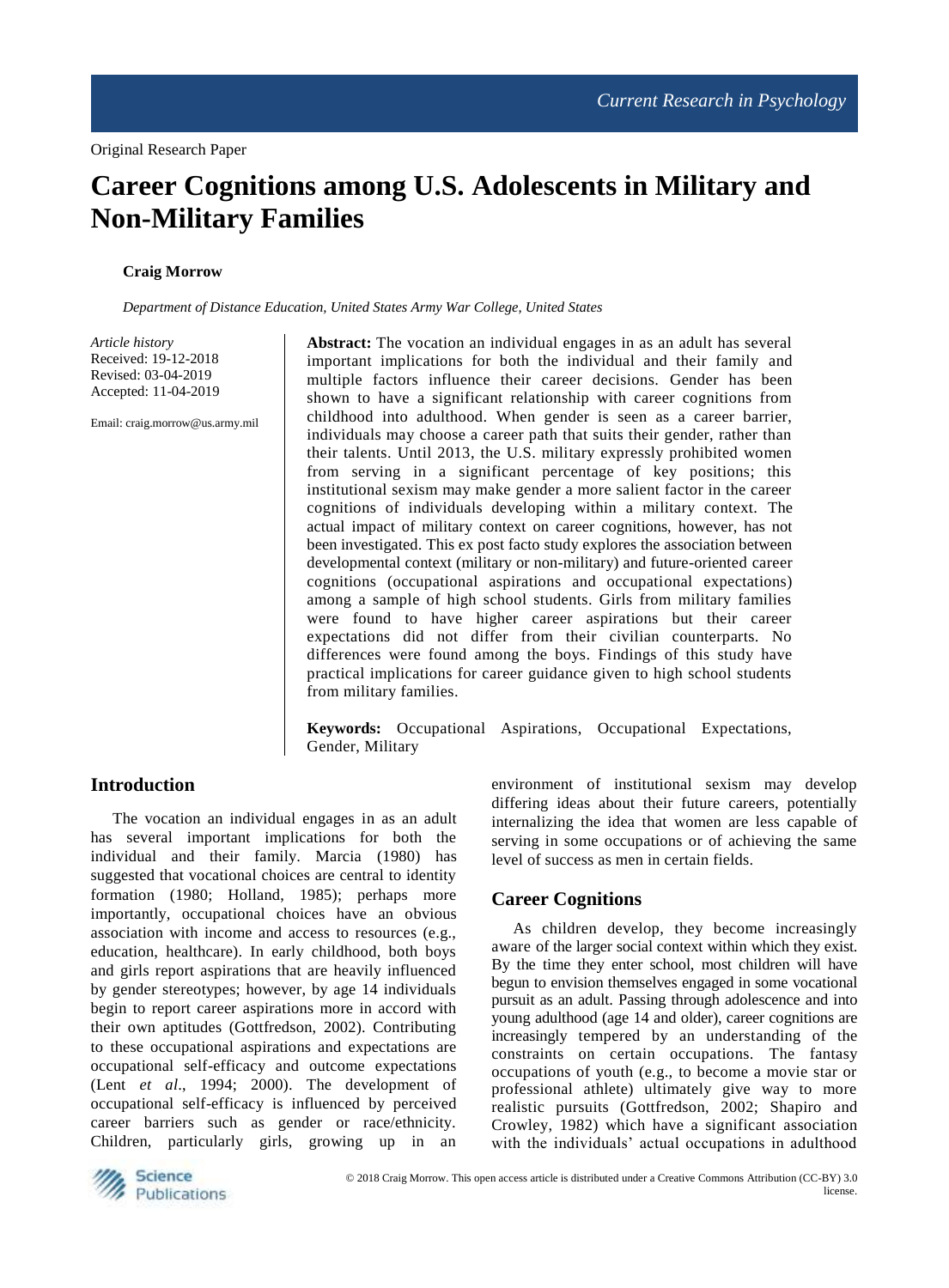Original Research Paper

# Career Cognitions among U.S. Adolescents in Military and Non-Military Families

**Craig Morrow**

*Department of Distance Education, United States Army War College, United States*

*Article history*
Received: 19-12-2018
Revised: 03-04-2019
Accepted: 11-04-2019

Email: craig.morrow@us.army.mil

**Abstract:** The vocation an individual engages in as an adult has several important implications for both the individual and their family and multiple factors influence their career decisions. Gender has been shown to have a significant relationship with career cognitions from childhood into adulthood. When gender is seen as a career barrier, individuals may choose a career path that suits their gender, rather than their talents. Until 2013, the U.S. military expressly prohibited women from serving in a significant percentage of key positions; this institutional sexism may make gender a more salient factor in the career cognitions of individuals developing within a military context. The actual impact of military context on career cognitions, however, has not been investigated. This ex post facto study explores the association between developmental context (military or non-military) and future-oriented career cognitions (occupational aspirations and occupational expectations) among a sample of high school students. Girls from military families were found to have higher career aspirations but their career expectations did not differ from their civilian counterparts. No differences were found among the boys. Findings of this study have practical implications for career guidance given to high school students from military families.

**Keywords:** Occupational Aspirations, Occupational Expectations, Gender, Military

## Introduction

The vocation an individual engages in as an adult has several important implications for both the individual and their family. Marcia (1980) has suggested that vocational choices are central to identity formation (1980; Holland, 1985); perhaps more importantly, occupational choices have an obvious association with income and access to resources (e.g., education, healthcare). In early childhood, both boys and girls report aspirations that are heavily influenced by gender stereotypes; however, by age 14 individuals begin to report career aspirations more in accord with their own aptitudes (Gottfredson, 2002). Contributing to these occupational aspirations and expectations are occupational self-efficacy and outcome expectations (Lent *et al*., 1994; 2000). The development of occupational self-efficacy is influenced by perceived career barriers such as gender or race/ethnicity. Children, particularly girls, growing up in an environment of institutional sexism may develop differing ideas about their future careers, potentially internalizing the idea that women are less capable of serving in some occupations or of achieving the same level of success as men in certain fields.

### Career Cognitions

As children develop, they become increasingly aware of the larger social context within which they exist. By the time they enter school, most children will have begun to envision themselves engaged in some vocational pursuit as an adult. Passing through adolescence and into young adulthood (age 14 and older), career cognitions are increasingly tempered by an understanding of the constraints on certain occupations. The fantasy occupations of youth (e.g., to become a movie star or professional athlete) ultimately give way to more realistic pursuits (Gottfredson, 2002; Shapiro and Crowley, 1982) which have a significant association with the individuals' actual occupations in adulthood

© 2018 Craig Morrow. This open access article is distributed under a Creative Commons Attribution (CC-BY) 3.0 license.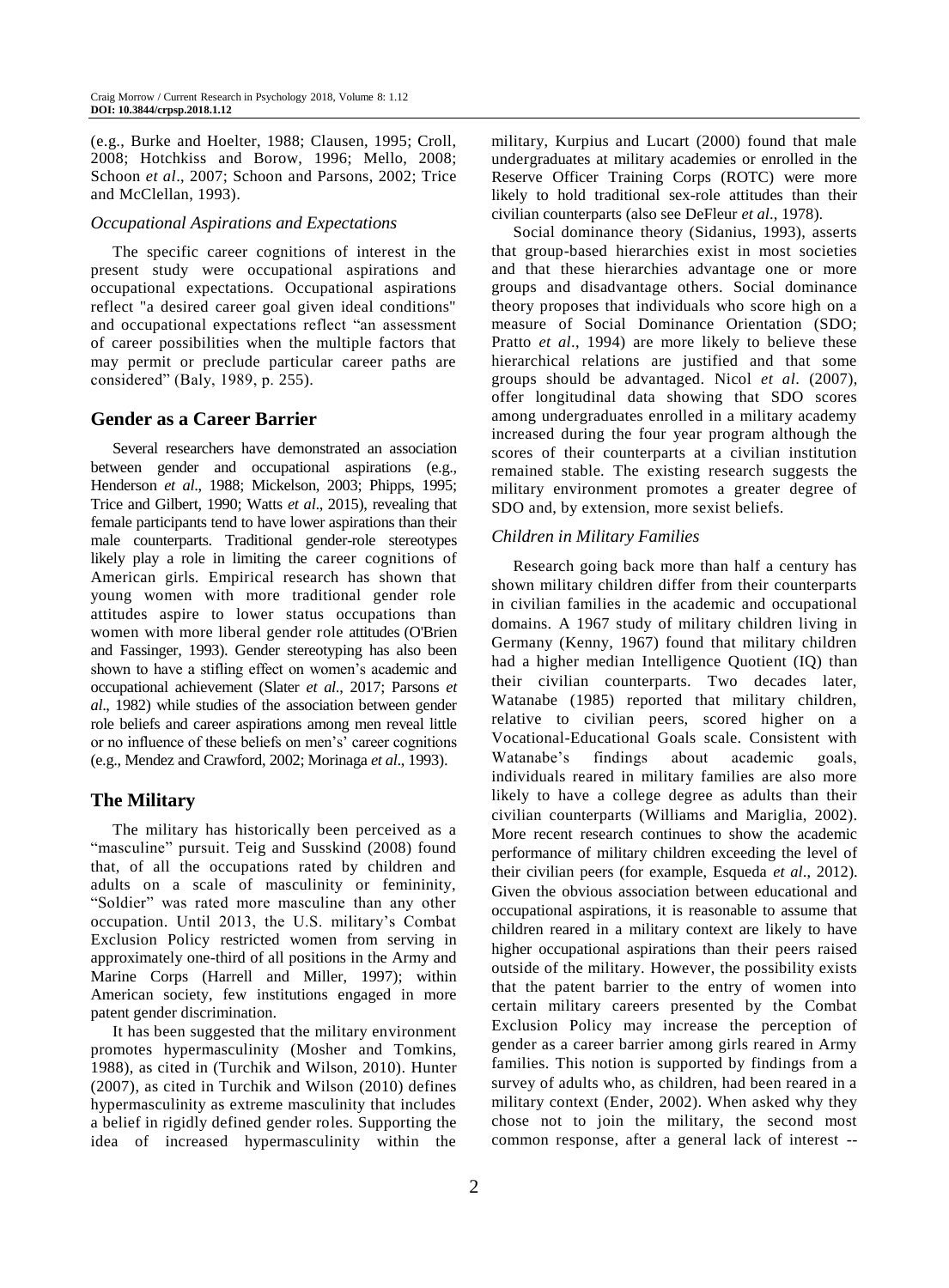(e.g., Burke and Hoelter, 1988; Clausen, 1995; Croll, 2008; Hotchkiss and Borow, 1996; Mello, 2008; Schoon *et al*., 2007; Schoon and Parsons, 2002; Trice and McClellan, 1993).

### *Occupational Aspirations and Expectations*

The specific career cognitions of interest in the present study were occupational aspirations and occupational expectations. Occupational aspirations reflect "a desired career goal given ideal conditions" and occupational expectations reflect "an assessment of career possibilities when the multiple factors that may permit or preclude particular career paths are considered" (Baly, 1989, p. 255).

## Gender as a Career Barrier

Several researchers have demonstrated an association between gender and occupational aspirations (e.g., Henderson *et al*., 1988; Mickelson, 2003; Phipps, 1995; Trice and Gilbert, 1990; Watts *et al*., 2015), revealing that female participants tend to have lower aspirations than their male counterparts. Traditional gender-role stereotypes likely play a role in limiting the career cognitions of American girls. Empirical research has shown that young women with more traditional gender role attitudes aspire to lower status occupations than women with more liberal gender role attitudes (O'Brien and Fassinger, 1993). Gender stereotyping has also been shown to have a stifling effect on women's academic and occupational achievement (Slater *et al*., 2017; Parsons *et al*., 1982) while studies of the association between gender role beliefs and career aspirations among men reveal little or no influence of these beliefs on men's' career cognitions (e.g., Mendez and Crawford, 2002; Morinaga *et al*., 1993).

## The Military

The military has historically been perceived as a "masculine" pursuit. Teig and Susskind (2008) found that, of all the occupations rated by children and adults on a scale of masculinity or femininity, "Soldier" was rated more masculine than any other occupation. Until 2013, the U.S. military's Combat Exclusion Policy restricted women from serving in approximately one-third of all positions in the Army and Marine Corps (Harrell and Miller, 1997); within American society, few institutions engaged in more patent gender discrimination.

It has been suggested that the military environment promotes hypermasculinity (Mosher and Tomkins, 1988), as cited in (Turchik and Wilson, 2010). Hunter (2007), as cited in Turchik and Wilson (2010) defines hypermasculinity as extreme masculinity that includes a belief in rigidly defined gender roles. Supporting the idea of increased hypermasculinity within the military, Kurpius and Lucart (2000) found that male undergraduates at military academies or enrolled in the Reserve Officer Training Corps (ROTC) were more likely to hold traditional sex-role attitudes than their civilian counterparts (also see DeFleur *et al*., 1978).

Social dominance theory (Sidanius, 1993), asserts that group-based hierarchies exist in most societies and that these hierarchies advantage one or more groups and disadvantage others. Social dominance theory proposes that individuals who score high on a measure of Social Dominance Orientation (SDO; Pratto *et al*., 1994) are more likely to believe these hierarchical relations are justified and that some groups should be advantaged. Nicol *et al*. (2007), offer longitudinal data showing that SDO scores among undergraduates enrolled in a military academy increased during the four year program although the scores of their counterparts at a civilian institution remained stable. The existing research suggests the military environment promotes a greater degree of SDO and, by extension, more sexist beliefs.

### *Children in Military Families*

Research going back more than half a century has shown military children differ from their counterparts in civilian families in the academic and occupational domains. A 1967 study of military children living in Germany (Kenny, 1967) found that military children had a higher median Intelligence Quotient (IQ) than their civilian counterparts. Two decades later, Watanabe (1985) reported that military children, relative to civilian peers, scored higher on a Vocational-Educational Goals scale. Consistent with Watanabe's findings about academic goals, individuals reared in military families are also more likely to have a college degree as adults than their civilian counterparts (Williams and Mariglia, 2002). More recent research continues to show the academic performance of military children exceeding the level of their civilian peers (for example, Esqueda *et al*., 2012). Given the obvious association between educational and occupational aspirations, it is reasonable to assume that children reared in a military context are likely to have higher occupational aspirations than their peers raised outside of the military. However, the possibility exists that the patent barrier to the entry of women into certain military careers presented by the Combat Exclusion Policy may increase the perception of gender as a career barrier among girls reared in Army families. This notion is supported by findings from a survey of adults who, as children, had been reared in a military context (Ender, 2002). When asked why they chose not to join the military, the second most common response, after a general lack of interest --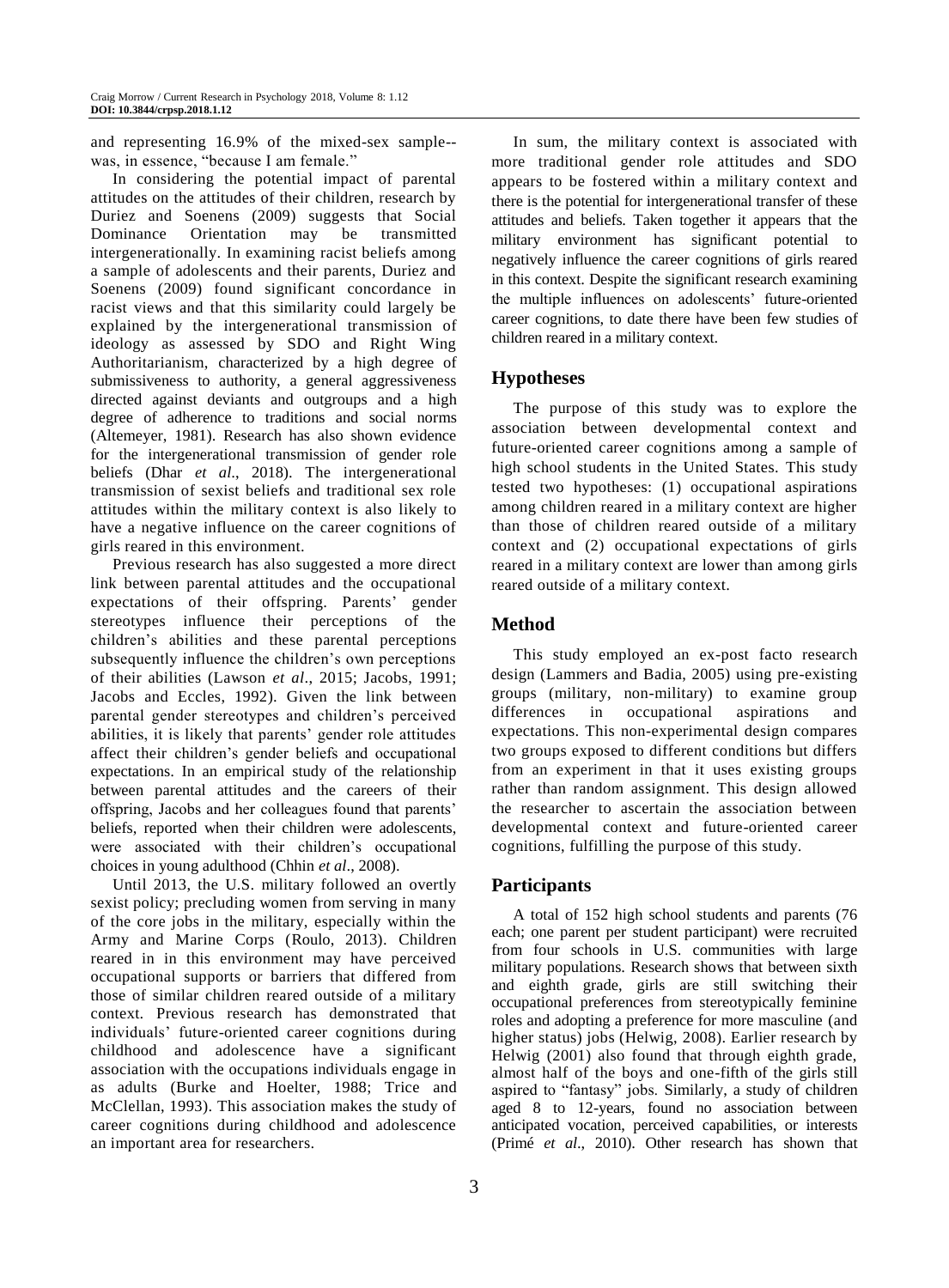and representing 16.9% of the mixed-sex sample--was, in essence, "because I am female."

In considering the potential impact of parental attitudes on the attitudes of their children, research by Duriez and Soenens (2009) suggests that Social Dominance Orientation may be transmitted intergenerationally. In examining racist beliefs among a sample of adolescents and their parents, Duriez and Soenens (2009) found significant concordance in racist views and that this similarity could largely be explained by the intergenerational transmission of ideology as assessed by SDO and Right Wing Authoritarianism, characterized by a high degree of submissiveness to authority, a general aggressiveness directed against deviants and outgroups and a high degree of adherence to traditions and social norms (Altemeyer, 1981). Research has also shown evidence for the intergenerational transmission of gender role beliefs (Dhar *et al*., 2018). The intergenerational transmission of sexist beliefs and traditional sex role attitudes within the military context is also likely to have a negative influence on the career cognitions of girls reared in this environment.

Previous research has also suggested a more direct link between parental attitudes and the occupational expectations of their offspring. Parents' gender stereotypes influence their perceptions of the children's abilities and these parental perceptions subsequently influence the children's own perceptions of their abilities (Lawson *et al*., 2015; Jacobs, 1991; Jacobs and Eccles, 1992). Given the link between parental gender stereotypes and children's perceived abilities, it is likely that parents' gender role attitudes affect their children's gender beliefs and occupational expectations. In an empirical study of the relationship between parental attitudes and the careers of their offspring, Jacobs and her colleagues found that parents' beliefs, reported when their children were adolescents, were associated with their children's occupational choices in young adulthood (Chhin *et al*., 2008).

Until 2013, the U.S. military followed an overtly sexist policy; precluding women from serving in many of the core jobs in the military, especially within the Army and Marine Corps (Roulo, 2013). Children reared in in this environment may have perceived occupational supports or barriers that differed from those of similar children reared outside of a military context. Previous research has demonstrated that individuals' future-oriented career cognitions during childhood and adolescence have a significant association with the occupations individuals engage in as adults (Burke and Hoelter, 1988; Trice and McClellan, 1993). This association makes the study of career cognitions during childhood and adolescence an important area for researchers.

In sum, the military context is associated with more traditional gender role attitudes and SDO appears to be fostered within a military context and there is the potential for intergenerational transfer of these attitudes and beliefs. Taken together it appears that the military environment has significant potential to negatively influence the career cognitions of girls reared in this context. Despite the significant research examining the multiple influences on adolescents' future-oriented career cognitions, to date there have been few studies of children reared in a military context.

## Hypotheses

The purpose of this study was to explore the association between developmental context and future-oriented career cognitions among a sample of high school students in the United States. This study tested two hypotheses: (1) occupational aspirations among children reared in a military context are higher than those of children reared outside of a military context and (2) occupational expectations of girls reared in a military context are lower than among girls reared outside of a military context.

## Method

This study employed an ex-post facto research design (Lammers and Badia, 2005) using pre-existing groups (military, non-military) to examine group differences in occupational aspirations and expectations. This non-experimental design compares two groups exposed to different conditions but differs from an experiment in that it uses existing groups rather than random assignment. This design allowed the researcher to ascertain the association between developmental context and future-oriented career cognitions, fulfilling the purpose of this study.

## Participants

A total of 152 high school students and parents (76 each; one parent per student participant) were recruited from four schools in U.S. communities with large military populations. Research shows that between sixth and eighth grade, girls are still switching their occupational preferences from stereotypically feminine roles and adopting a preference for more masculine (and higher status) jobs (Helwig, 2008). Earlier research by Helwig (2001) also found that through eighth grade, almost half of the boys and one-fifth of the girls still aspired to "fantasy" jobs. Similarly, a study of children aged 8 to 12-years, found no association between anticipated vocation, perceived capabilities, or interests (Primé *et al*., 2010). Other research has shown that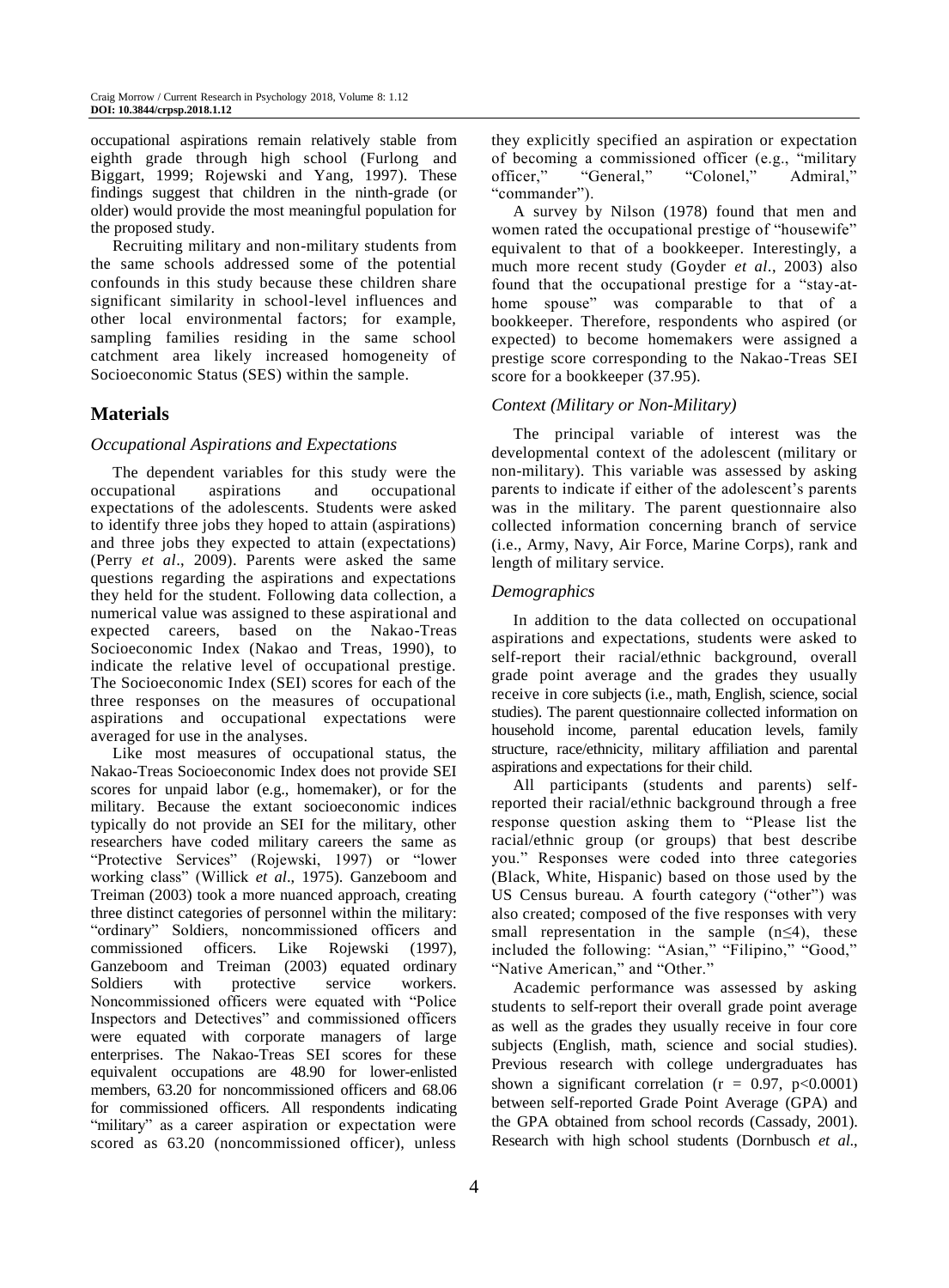occupational aspirations remain relatively stable from eighth grade through high school (Furlong and Biggart, 1999; Rojewski and Yang, 1997). These findings suggest that children in the ninth-grade (or older) would provide the most meaningful population for the proposed study.

Recruiting military and non-military students from the same schools addressed some of the potential confounds in this study because these children share significant similarity in school-level influences and other local environmental factors; for example, sampling families residing in the same school catchment area likely increased homogeneity of Socioeconomic Status (SES) within the sample.

## Materials

### *Occupational Aspirations and Expectations*

The dependent variables for this study were the occupational aspirations and occupational expectations of the adolescents. Students were asked to identify three jobs they hoped to attain (aspirations) and three jobs they expected to attain (expectations) (Perry *et al*., 2009). Parents were asked the same questions regarding the aspirations and expectations they held for the student. Following data collection, a numerical value was assigned to these aspirational and expected careers, based on the Nakao-Treas Socioeconomic Index (Nakao and Treas, 1990), to indicate the relative level of occupational prestige. The Socioeconomic Index (SEI) scores for each of the three responses on the measures of occupational aspirations and occupational expectations were averaged for use in the analyses.

Like most measures of occupational status, the Nakao-Treas Socioeconomic Index does not provide SEI scores for unpaid labor (e.g., homemaker), or for the military. Because the extant socioeconomic indices typically do not provide an SEI for the military, other researchers have coded military careers the same as "Protective Services" (Rojewski, 1997) or "lower working class" (Willick *et al*., 1975). Ganzeboom and Treiman (2003) took a more nuanced approach, creating three distinct categories of personnel within the military: "ordinary" Soldiers, noncommissioned officers and commissioned officers. Like Rojewski (1997), Ganzeboom and Treiman (2003) equated ordinary Soldiers with protective service workers. Noncommissioned officers were equated with "Police Inspectors and Detectives" and commissioned officers were equated with corporate managers of large enterprises. The Nakao-Treas SEI scores for these equivalent occupations are 48.90 for lower-enlisted members, 63.20 for noncommissioned officers and 68.06 for commissioned officers. All respondents indicating "military" as a career aspiration or expectation were scored as 63.20 (noncommissioned officer), unless they explicitly specified an aspiration or expectation of becoming a commissioned officer (e.g., "military officer," "General," "Colonel," Admiral," "commander").

A survey by Nilson (1978) found that men and women rated the occupational prestige of "housewife" equivalent to that of a bookkeeper. Interestingly, a much more recent study (Goyder *et al*., 2003) also found that the occupational prestige for a "stay-at-home spouse" was comparable to that of a bookkeeper. Therefore, respondents who aspired (or expected) to become homemakers were assigned a prestige score corresponding to the Nakao-Treas SEI score for a bookkeeper (37.95).

### *Context (Military or Non-Military)*

The principal variable of interest was the developmental context of the adolescent (military or non-military). This variable was assessed by asking parents to indicate if either of the adolescent's parents was in the military. The parent questionnaire also collected information concerning branch of service (i.e., Army, Navy, Air Force, Marine Corps), rank and length of military service.

### *Demographics*

In addition to the data collected on occupational aspirations and expectations, students were asked to self-report their racial/ethnic background, overall grade point average and the grades they usually receive in core subjects (i.e., math, English, science, social studies). The parent questionnaire collected information on household income, parental education levels, family structure, race/ethnicity, military affiliation and parental aspirations and expectations for their child.

All participants (students and parents) self-reported their racial/ethnic background through a free response question asking them to "Please list the racial/ethnic group (or groups) that best describe you." Responses were coded into three categories (Black, White, Hispanic) based on those used by the US Census bureau. A fourth category ("other") was also created; composed of the five responses with very small representation in the sample ($n \leq 4$), these included the following: "Asian," "Filipino," "Good," "Native American," and "Other."

Academic performance was assessed by asking students to self-report their overall grade point average as well as the grades they usually receive in four core subjects (English, math, science and social studies). Previous research with college undergraduates has shown a significant correlation ($r = 0.97$, $p<0.0001$) between self-reported Grade Point Average (GPA) and the GPA obtained from school records (Cassady, 2001). Research with high school students (Dornbusch *et al*.,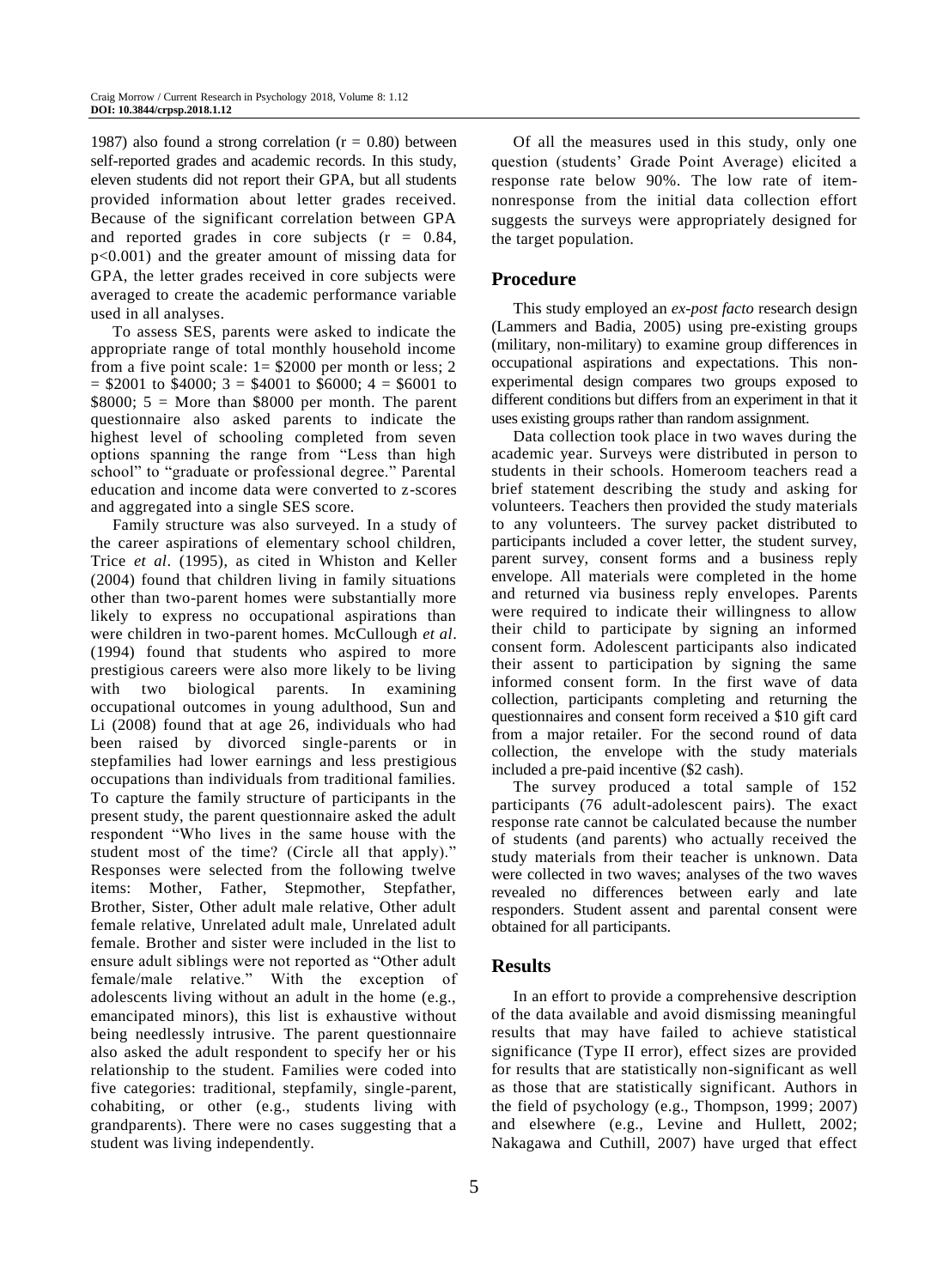1987) also found a strong correlation ($r = 0.80$) between self-reported grades and academic records. In this study, eleven students did not report their GPA, but all students provided information about letter grades received. Because of the significant correlation between GPA and reported grades in core subjects ($r = 0.84$, $p<0.001$) and the greater amount of missing data for GPA, the letter grades received in core subjects were averaged to create the academic performance variable used in all analyses.

To assess SES, parents were asked to indicate the appropriate range of total monthly household income from a five point scale: 1= \$2000 per month or less; 2 = \$2001 to \$4000; 3 = \$4001 to \$6000; 4 = \$6001 to \$8000; 5 = More than \$8000 per month. The parent questionnaire also asked parents to indicate the highest level of schooling completed from seven options spanning the range from "Less than high school" to "graduate or professional degree." Parental education and income data were converted to z-scores and aggregated into a single SES score.

Family structure was also surveyed. In a study of the career aspirations of elementary school children, Trice *et al*. (1995), as cited in Whiston and Keller (2004) found that children living in family situations other than two-parent homes were substantially more likely to express no occupational aspirations than were children in two-parent homes. McCullough *et al*. (1994) found that students who aspired to more prestigious careers were also more likely to be living with two biological parents. In examining occupational outcomes in young adulthood, Sun and Li (2008) found that at age 26, individuals who had been raised by divorced single-parents or in stepfamilies had lower earnings and less prestigious occupations than individuals from traditional families. To capture the family structure of participants in the present study, the parent questionnaire asked the adult respondent "Who lives in the same house with the student most of the time? (Circle all that apply)." Responses were selected from the following twelve items: Mother, Father, Stepmother, Stepfather, Brother, Sister, Other adult male relative, Other adult female relative, Unrelated adult male, Unrelated adult female. Brother and sister were included in the list to ensure adult siblings were not reported as "Other adult female/male relative." With the exception of adolescents living without an adult in the home (e.g., emancipated minors), this list is exhaustive without being needlessly intrusive. The parent questionnaire also asked the adult respondent to specify her or his relationship to the student. Families were coded into five categories: traditional, stepfamily, single-parent, cohabiting, or other (e.g., students living with grandparents). There were no cases suggesting that a student was living independently.

Of all the measures used in this study, only one question (students' Grade Point Average) elicited a response rate below 90%. The low rate of item-nonresponse from the initial data collection effort suggests the surveys were appropriately designed for the target population.

## Procedure

This study employed an *ex-post facto* research design (Lammers and Badia, 2005) using pre-existing groups (military, non-military) to examine group differences in occupational aspirations and expectations. This non-experimental design compares two groups exposed to different conditions but differs from an experiment in that it uses existing groups rather than random assignment.

Data collection took place in two waves during the academic year. Surveys were distributed in person to students in their schools. Homeroom teachers read a brief statement describing the study and asking for volunteers. Teachers then provided the study materials to any volunteers. The survey packet distributed to participants included a cover letter, the student survey, parent survey, consent forms and a business reply envelope. All materials were completed in the home and returned via business reply envelopes. Parents were required to indicate their willingness to allow their child to participate by signing an informed consent form. Adolescent participants also indicated their assent to participation by signing the same informed consent form. In the first wave of data collection, participants completing and returning the questionnaires and consent form received a \$10 gift card from a major retailer. For the second round of data collection, the envelope with the study materials included a pre-paid incentive (\$2 cash).

The survey produced a total sample of 152 participants (76 adult-adolescent pairs). The exact response rate cannot be calculated because the number of students (and parents) who actually received the study materials from their teacher is unknown. Data were collected in two waves; analyses of the two waves revealed no differences between early and late responders. Student assent and parental consent were obtained for all participants.

## Results

In an effort to provide a comprehensive description of the data available and avoid dismissing meaningful results that may have failed to achieve statistical significance (Type II error), effect sizes are provided for results that are statistically non-significant as well as those that are statistically significant. Authors in the field of psychology (e.g., Thompson, 1999; 2007) and elsewhere (e.g., Levine and Hullett, 2002; Nakagawa and Cuthill, 2007) have urged that effect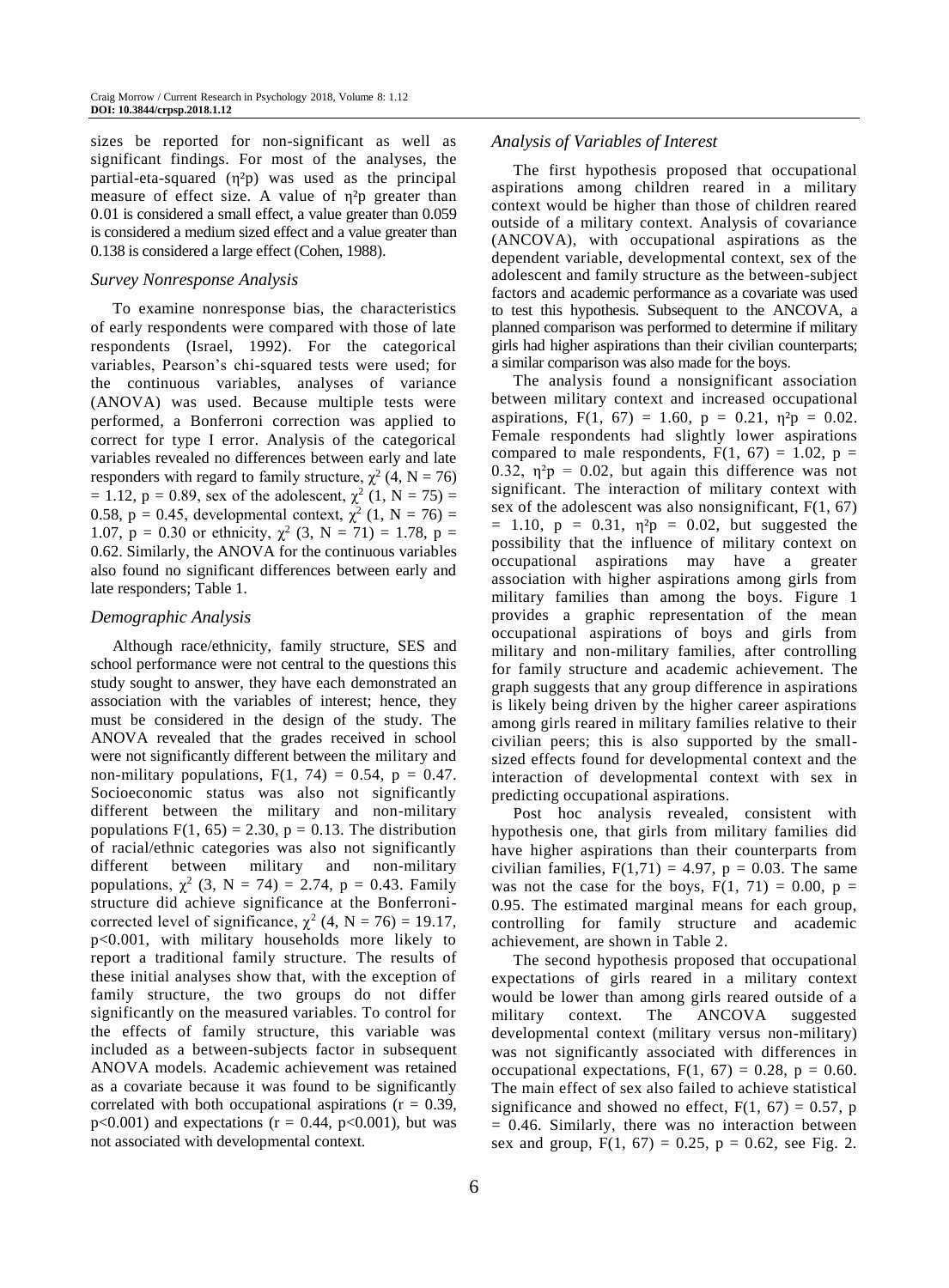sizes be reported for non-significant as well as significant findings. For most of the analyses, the partial-eta-squared ($\eta^2p$) was used as the principal measure of effect size. A value of $\eta^2p$ greater than 0.01 is considered a small effect, a value greater than 0.059 is considered a medium sized effect and a value greater than 0.138 is considered a large effect (Cohen, 1988).

### *Survey Nonresponse Analysis*

To examine nonresponse bias, the characteristics of early respondents were compared with those of late respondents (Israel, 1992). For the categorical variables, Pearson's chi-squared tests were used; for the continuous variables, analyses of variance (ANOVA) was used. Because multiple tests were performed, a Bonferroni correction was applied to correct for type I error. Analysis of the categorical variables revealed no differences between early and late responders with regard to family structure, $\chi^2$ (4, N = 76) = 1.12, p = 0.89, sex of the adolescent, $\chi^2$ (1, N = 75) = 0.58, p = 0.45, developmental context, $\chi^2$ (1, N = 76) = 1.07, p = 0.30 or ethnicity, $\chi^2$ (3, N = 71) = 1.78, p = 0.62. Similarly, the ANOVA for the continuous variables also found no significant differences between early and late responders; Table 1.

### *Demographic Analysis*

Although race/ethnicity, family structure, SES and school performance were not central to the questions this study sought to answer, they have each demonstrated an association with the variables of interest; hence, they must be considered in the design of the study. The ANOVA revealed that the grades received in school were not significantly different between the military and non-military populations, F(1, 74) = 0.54, p = 0.47. Socioeconomic status was also not significantly different between the military and non-military populations F(1, 65) = 2.30, p = 0.13. The distribution of racial/ethnic categories was also not significantly different between military and non-military populations, $\chi^2$ (3, N = 74) = 2.74, p = 0.43. Family structure did achieve significance at the Bonferroni-corrected level of significance, $\chi^2$ (4, N = 76) = 19.17, p<0.001, with military households more likely to report a traditional family structure. The results of these initial analyses show that, with the exception of family structure, the two groups do not differ significantly on the measured variables. To control for the effects of family structure, this variable was included as a between-subjects factor in subsequent ANOVA models. Academic achievement was retained as a covariate because it was found to be significantly correlated with both occupational aspirations (r = 0.39, p<0.001) and expectations (r = 0.44, p<0.001), but was not associated with developmental context.

### *Analysis of Variables of Interest*

The first hypothesis proposed that occupational aspirations among children reared in a military context would be higher than those of children reared outside of a military context. Analysis of covariance (ANCOVA), with occupational aspirations as the dependent variable, developmental context, sex of the adolescent and family structure as the between-subject factors and academic performance as a covariate was used to test this hypothesis. Subsequent to the ANCOVA, a planned comparison was performed to determine if military girls had higher aspirations than their civilian counterparts; a similar comparison was also made for the boys.

The analysis found a nonsignificant association between military context and increased occupational aspirations, F(1, 67) = 1.60, p = 0.21, $\eta^2p$ = 0.02. Female respondents had slightly lower aspirations compared to male respondents, F(1, 67) = 1.02, p = 0.32, $\eta^2p$ = 0.02, but again this difference was not significant. The interaction of military context with sex of the adolescent was also nonsignificant, F(1, 67) = 1.10, p = 0.31, $\eta^2p$ = 0.02, but suggested the possibility that the influence of military context on occupational aspirations may have a greater association with higher aspirations among girls from military families than among the boys. Figure 1 provides a graphic representation of the mean occupational aspirations of boys and girls from military and non-military families, after controlling for family structure and academic achievement. The graph suggests that any group difference in aspirations is likely being driven by the higher career aspirations among girls reared in military families relative to their civilian peers; this is also supported by the small-sized effects found for developmental context and the interaction of developmental context with sex in predicting occupational aspirations.

Post hoc analysis revealed, consistent with hypothesis one, that girls from military families did have higher aspirations than their counterparts from civilian families, F(1,71) = 4.97, p = 0.03. The same was not the case for the boys, F(1, 71) = 0.00, p = 0.95. The estimated marginal means for each group, controlling for family structure and academic achievement, are shown in Table 2.

The second hypothesis proposed that occupational expectations of girls reared in a military context would be lower than among girls reared outside of a military context. The ANCOVA suggested developmental context (military versus non-military) was not significantly associated with differences in occupational expectations, F(1, 67) = 0.28, p = 0.60. The main effect of sex also failed to achieve statistical significance and showed no effect, F(1, 67) = 0.57, p = 0.46. Similarly, there was no interaction between sex and group, F(1, 67) = 0.25, p = 0.62, see Fig. 2.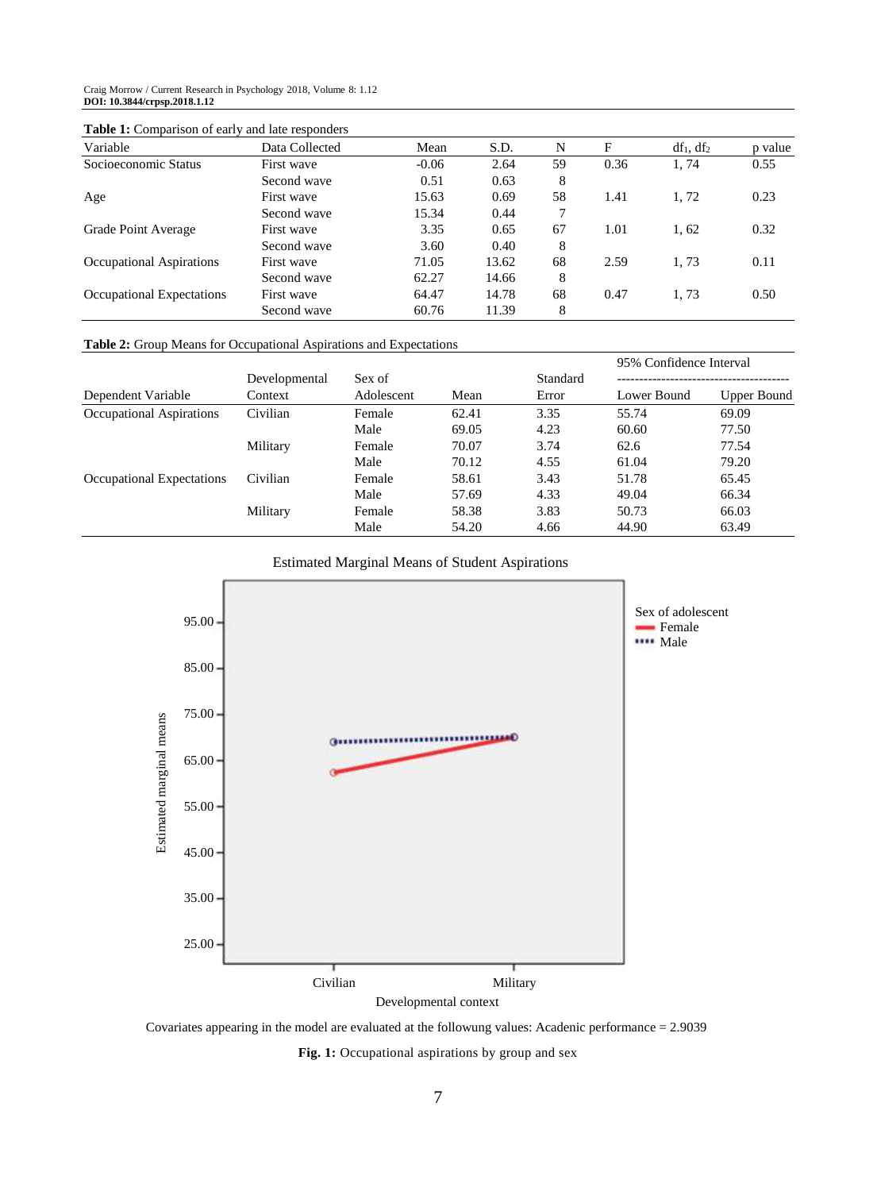**Table 1:** Comparison of early and late responders

| Variable | Data Collected | Mean | S.D. | N | F | $df_1$, $df_2$ | p value |
|---|---|---|---|---|---|---|---|
| Socioeconomic Status | First wave | -0.06 | 2.64 | 59 | 0.36 | 1, 74 | 0.55 |
| | Second wave | 0.51 | 0.63 | 8 | | | |
| Age | First wave | 15.63 | 0.69 | 58 | 1.41 | 1, 72 | 0.23 |
| | Second wave | 15.34 | 0.44 | 7 | | | |
| Grade Point Average | First wave | 3.35 | 0.65 | 67 | 1.01 | 1, 62 | 0.32 |
| | Second wave | 3.60 | 0.40 | 8 | | | |
| Occupational Aspirations | First wave | 71.05 | 13.62 | 68 | 2.59 | 1, 73 | 0.11 |
| | Second wave | 62.27 | 14.66 | 8 | | | |
| Occupational Expectations | First wave | 64.47 | 14.78 | 68 | 0.47 | 1, 73 | 0.50 |
| | Second wave | 60.76 | 11.39 | 8 | | | |

**Table 2:** Group Means for Occupational Aspirations and Expectations

| | | | | | 95% Confidence Interval | |
|---|---|---|---|---|---|---|
| Dependent Variable | Developmental Context | Sex of Adolescent | Mean | Standard Error | Lower Bound | Upper Bound |
| Occupational Aspirations | Civilian | Female | 62.41 | 3.35 | 55.74 | 69.09 |
| | | Male | 69.05 | 4.23 | 60.60 | 77.50 |
| | Military | Female | 70.07 | 3.74 | 62.6 | 77.54 |
| | | Male | 70.12 | 4.55 | 61.04 | 79.20 |
| Occupational Expectations | Civilian | Female | 58.61 | 3.43 | 51.78 | 65.45 |
| | | Male | 57.69 | 4.33 | 49.04 | 66.34 |
| | Military | Female | 58.38 | 3.83 | 50.73 | 66.03 |
| | | Male | 54.20 | 4.66 | 44.90 | 63.49 |

Estimated Marginal Means of Student Aspirations

Covariates appearing in the model are evaluated at the followung values: Academic performance = 2.9039

**Fig. 1:** Occupational aspirations by group and sex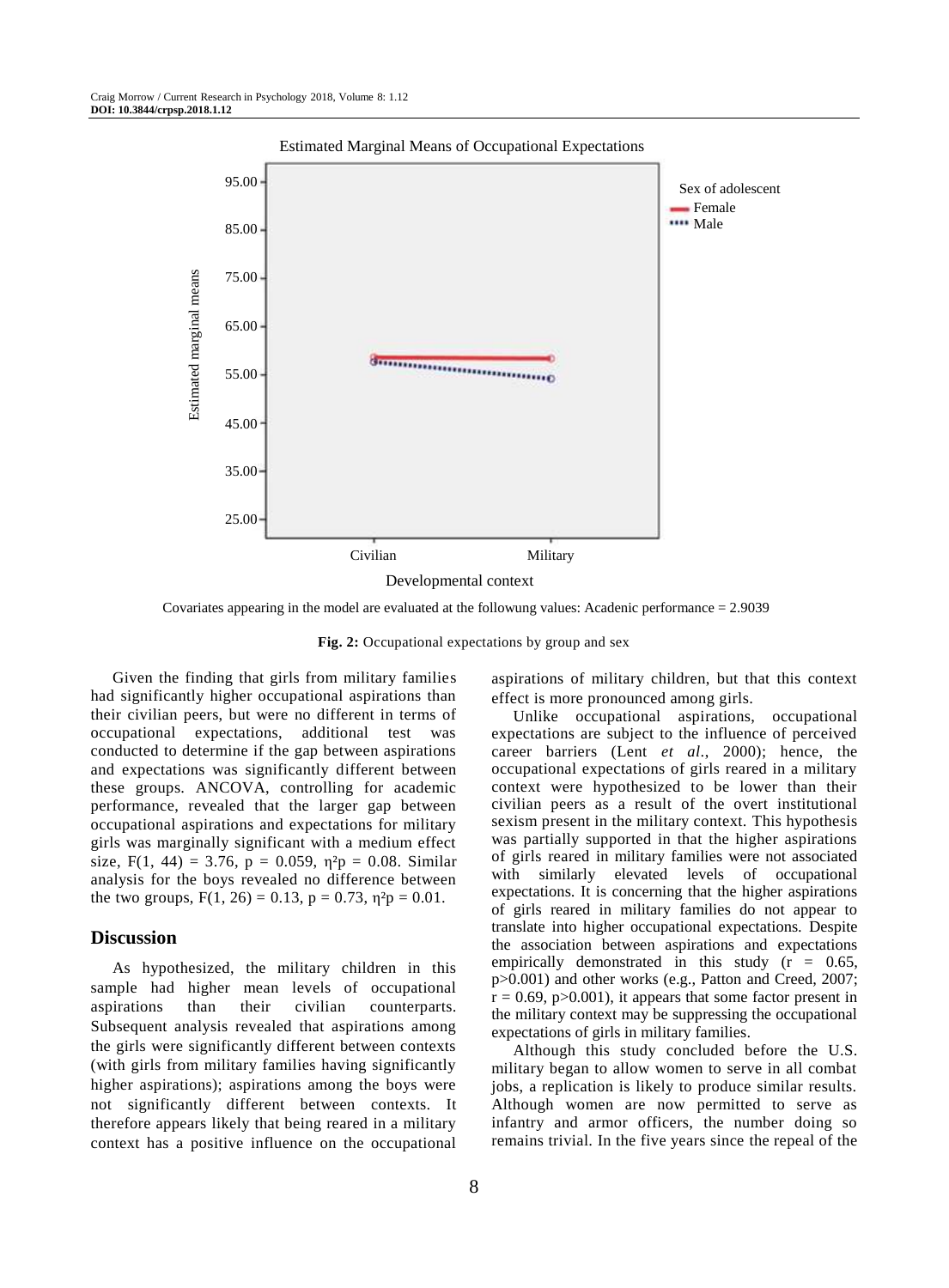Covariates appearing in the model are evaluated at the followung values: Acadenic performance = 2.9039

**Fig. 2:** Occupational expectations by group and sex

Given the finding that girls from military families had significantly higher occupational aspirations than their civilian peers, but were no different in terms of occupational expectations, additional test was conducted to determine if the gap between aspirations and expectations was significantly different between these groups. ANCOVA, controlling for academic performance, revealed that the larger gap between occupational aspirations and expectations for military girls was marginally significant with a medium effect size, $F(1, 44) = 3.76$, $p = 0.059$, $\eta^2p = 0.08$. Similar analysis for the boys revealed no difference between the two groups, $F(1, 26) = 0.13$, $p = 0.73$, $\eta^2p = 0.01$.

## Discussion

As hypothesized, the military children in this sample had higher mean levels of occupational aspirations than their civilian counterparts. Subsequent analysis revealed that aspirations among the girls were significantly different between contexts (with girls from military families having significantly higher aspirations); aspirations among the boys were not significantly different between contexts. It therefore appears likely that being reared in a military context has a positive influence on the occupational aspirations of military children, but that this context effect is more pronounced among girls.

Unlike occupational aspirations, occupational expectations are subject to the influence of perceived career barriers (Lent *et al.*, 2000); hence, the occupational expectations of girls reared in a military context were hypothesized to be lower than their civilian peers as a result of the overt institutional sexism present in the military context. This hypothesis was partially supported in that the higher aspirations of girls reared in military families were not associated with similarly elevated levels of occupational expectations. It is concerning that the higher aspirations of girls reared in military families do not appear to translate into higher occupational expectations. Despite the association between aspirations and expectations empirically demonstrated in this study ($r = 0.65$, $p>0.001$) and other works (e.g., Patton and Creed, 2007; $r = 0.69$, $p>0.001$), it appears that some factor present in the military context may be suppressing the occupational expectations of girls in military families.

Although this study concluded before the U.S. military began to allow women to serve in all combat jobs, a replication is likely to produce similar results. Although women are now permitted to serve as infantry and armor officers, the number doing so remains trivial. In the five years since the repeal of the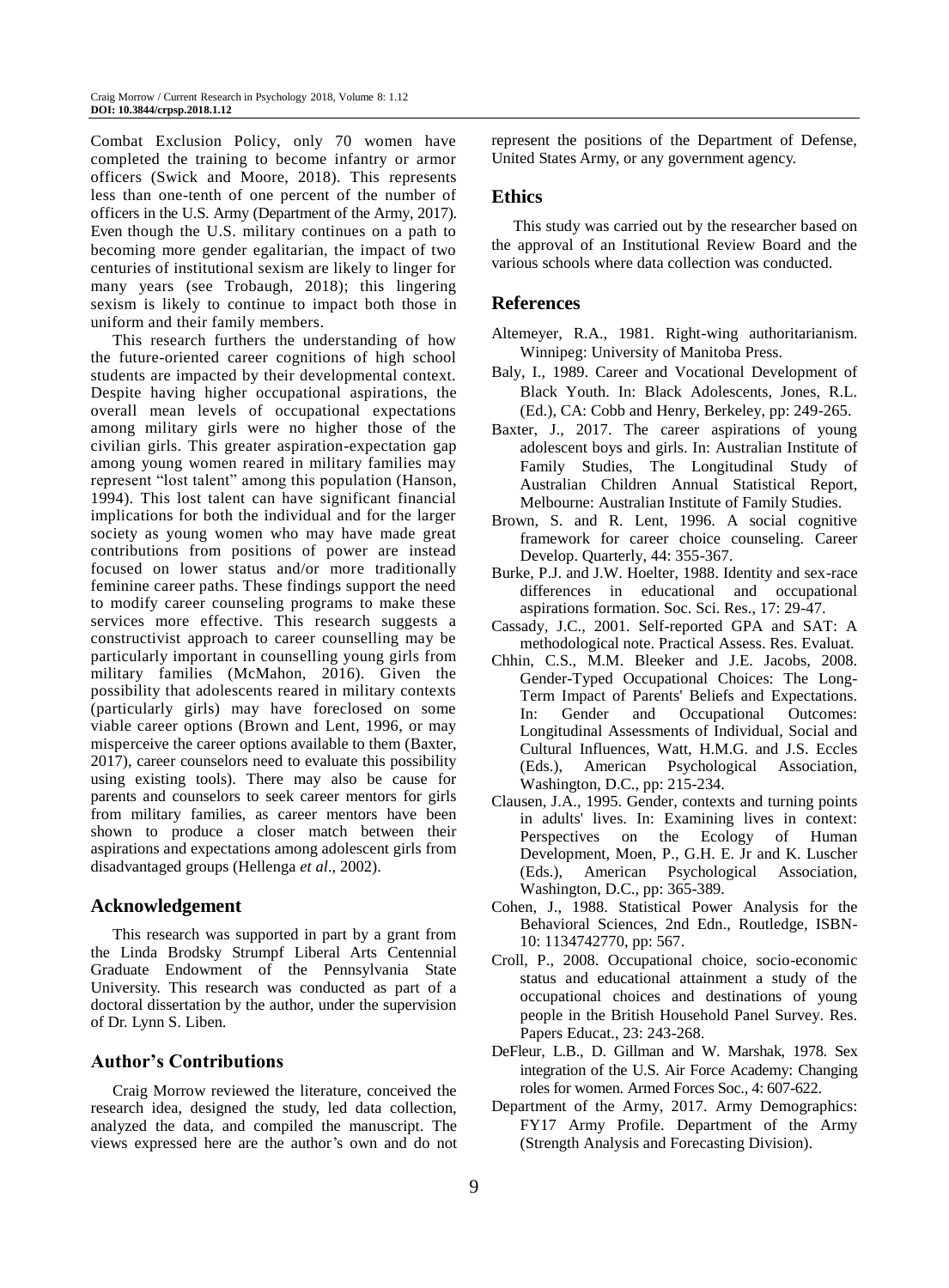Combat Exclusion Policy, only 70 women have completed the training to become infantry or armor officers (Swick and Moore, 2018). This represents less than one-tenth of one percent of the number of officers in the U.S. Army (Department of the Army, 2017). Even though the U.S. military continues on a path to becoming more gender egalitarian, the impact of two centuries of institutional sexism are likely to linger for many years (see Trobaugh, 2018); this lingering sexism is likely to continue to impact both those in uniform and their family members.

This research furthers the understanding of how the future-oriented career cognitions of high school students are impacted by their developmental context. Despite having higher occupational aspirations, the overall mean levels of occupational expectations among military girls were no higher those of the civilian girls. This greater aspiration-expectation gap among young women reared in military families may represent "lost talent" among this population (Hanson, 1994). This lost talent can have significant financial implications for both the individual and for the larger society as young women who may have made great contributions from positions of power are instead focused on lower status and/or more traditionally feminine career paths. These findings support the need to modify career counseling programs to make these services more effective. This research suggests a constructivist approach to career counselling may be particularly important in counselling young girls from military families (McMahon, 2016). Given the possibility that adolescents reared in military contexts (particularly girls) may have foreclosed on some viable career options (Brown and Lent, 1996, or may misperceive the career options available to them (Baxter, 2017), career counselors need to evaluate this possibility using existing tools). There may also be cause for parents and counselors to seek career mentors for girls from military families, as career mentors have been shown to produce a closer match between their aspirations and expectations among adolescent girls from disadvantaged groups (Hellenga *et al*., 2002).

## Acknowledgement

This research was supported in part by a grant from the Linda Brodsky Strumpf Liberal Arts Centennial Graduate Endowment of the Pennsylvania State University. This research was conducted as part of a doctoral dissertation by the author, under the supervision of Dr. Lynn S. Liben.

## Author's Contributions

Craig Morrow reviewed the literature, conceived the research idea, designed the study, led data collection, analyzed the data, and compiled the manuscript. The views expressed here are the author's own and do not represent the positions of the Department of Defense, United States Army, or any government agency.

## Ethics

This study was carried out by the researcher based on the approval of an Institutional Review Board and the various schools where data collection was conducted.

## References

Altemeyer, R.A., 1981. Right-wing authoritarianism. Winnipeg: University of Manitoba Press.

Baly, I., 1989. Career and Vocational Development of Black Youth. In: Black Adolescents, Jones, R.L. (Ed.), CA: Cobb and Henry, Berkeley, pp: 249-265.

Baxter, J., 2017. The career aspirations of young adolescent boys and girls. In: Australian Institute of Family Studies, The Longitudinal Study of Australian Children Annual Statistical Report, Melbourne: Australian Institute of Family Studies.

Brown, S. and R. Lent, 1996. A social cognitive framework for career choice counseling. Career Develop. Quarterly, 44: 355-367.

Burke, P.J. and J.W. Hoelter, 1988. Identity and sex-race differences in educational and occupational aspirations formation. Soc. Sci. Res., 17: 29-47.

Cassady, J.C., 2001. Self-reported GPA and SAT: A methodological note. Practical Assess. Res. Evaluat.

Chhin, C.S., M.M. Bleeker and J.E. Jacobs, 2008. Gender-Typed Occupational Choices: The Long-Term Impact of Parents' Beliefs and Expectations. In: Gender and Occupational Outcomes: Longitudinal Assessments of Individual, Social and Cultural Influences, Watt, H.M.G. and J.S. Eccles (Eds.), American Psychological Association, Washington, D.C., pp: 215-234.

Clausen, J.A., 1995. Gender, contexts and turning points in adults' lives. In: Examining lives in context: Perspectives on the Ecology of Human Development, Moen, P., G.H. E. Jr and K. Luscher (Eds.), American Psychological Association, Washington, D.C., pp: 365-389.

Cohen, J., 1988. Statistical Power Analysis for the Behavioral Sciences, 2nd Edn., Routledge, ISBN-10: 1134742770, pp: 567.

Croll, P., 2008. Occupational choice, socio-economic status and educational attainment a study of the occupational choices and destinations of young people in the British Household Panel Survey. Res. Papers Educat., 23: 243-268.

DeFleur, L.B., D. Gillman and W. Marshak, 1978. Sex integration of the U.S. Air Force Academy: Changing roles for women. Armed Forces Soc., 4: 607-622.

Department of the Army, 2017. Army Demographics: FY17 Army Profile. Department of the Army (Strength Analysis and Forecasting Division).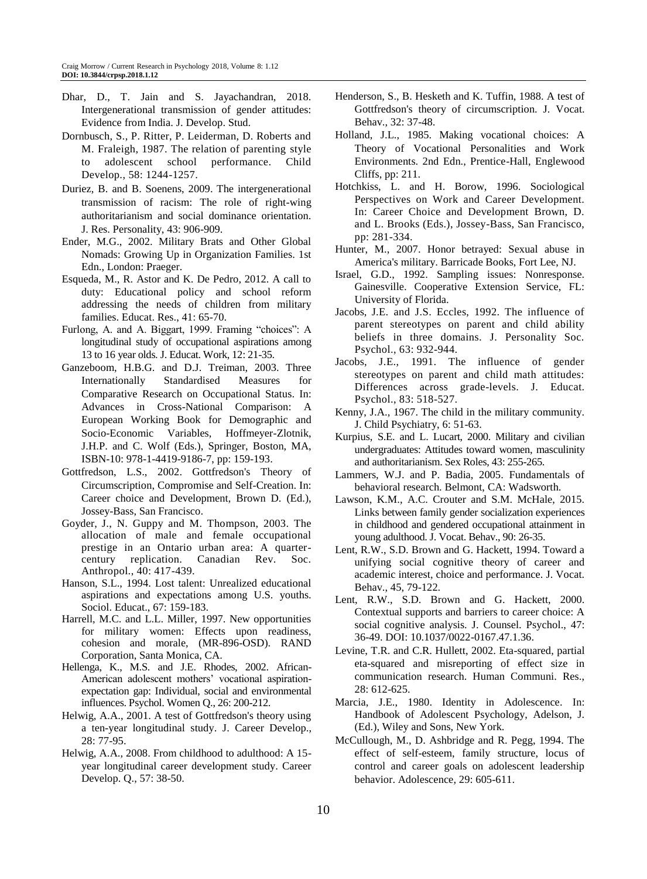Dhar, D., T. Jain and S. Jayachandran, 2018. Intergenerational transmission of gender attitudes: Evidence from India. J. Develop. Stud.

Dornbusch, S., P. Ritter, P. Leiderman, D. Roberts and M. Fraleigh, 1987. The relation of parenting style to adolescent school performance. Child Develop., 58: 1244-1257.

Duriez, B. and B. Soenens, 2009. The intergenerational transmission of racism: The role of right-wing authoritarianism and social dominance orientation. J. Res. Personality, 43: 906-909.

Ender, M.G., 2002. Military Brats and Other Global Nomads: Growing Up in Organization Families. 1st Edn., London: Praeger.

Esqueda, M., R. Astor and K. De Pedro, 2012. A call to duty: Educational policy and school reform addressing the needs of children from military families. Educat. Res., 41: 65-70.

Furlong, A. and A. Biggart, 1999. Framing "choices": A longitudinal study of occupational aspirations among 13 to 16 year olds. J. Educat. Work, 12: 21-35.

Ganzeboom, H.B.G. and D.J. Treiman, 2003. Three Internationally Standardised Measures for Comparative Research on Occupational Status. In: Advances in Cross-National Comparison: A European Working Book for Demographic and Socio-Economic Variables, Hoffmeyer-Zlotnik, J.H.P. and C. Wolf (Eds.), Springer, Boston, MA, ISBN-10: 978-1-4419-9186-7, pp: 159-193.

Gottfredson, L.S., 2002. Gottfredson's Theory of Circumscription, Compromise and Self-Creation. In: Career choice and Development, Brown D. (Ed.), Jossey-Bass, San Francisco.

Goyder, J., N. Guppy and M. Thompson, 2003. The allocation of male and female occupational prestige in an Ontario urban area: A quarter-century replication. Canadian Rev. Soc. Anthropol., 40: 417-439.

Hanson, S.L., 1994. Lost talent: Unrealized educational aspirations and expectations among U.S. youths. Sociol. Educat., 67: 159-183.

Harrell, M.C. and L.L. Miller, 1997. New opportunities for military women: Effects upon readiness, cohesion and morale, (MR-896-OSD). RAND Corporation, Santa Monica, CA.

Hellenga, K., M.S. and J.E. Rhodes, 2002. African-American adolescent mothers' vocational aspiration-expectation gap: Individual, social and environmental influences. Psychol. Women Q., 26: 200-212.

Helwig, A.A., 2001. A test of Gottfredson's theory using a ten-year longitudinal study. J. Career Develop., 28: 77-95.

Helwig, A.A., 2008. From childhood to adulthood: A 15-year longitudinal career development study. Career Develop. Q., 57: 38-50.

Henderson, S., B. Hesketh and K. Tuffin, 1988. A test of Gottfredson's theory of circumscription. J. Vocat. Behav., 32: 37-48.

Holland, J.L., 1985. Making vocational choices: A Theory of Vocational Personalities and Work Environments. 2nd Edn., Prentice-Hall, Englewood Cliffs, pp: 211.

Hotchkiss, L. and H. Borow, 1996. Sociological Perspectives on Work and Career Development. In: Career Choice and Development Brown, D. and L. Brooks (Eds.), Jossey-Bass, San Francisco, pp: 281-334.

Hunter, M., 2007. Honor betrayed: Sexual abuse in America's military. Barricade Books, Fort Lee, NJ.

Israel, G.D., 1992. Sampling issues: Nonresponse. Gainesville. Cooperative Extension Service, FL: University of Florida.

Jacobs, J.E. and J.S. Eccles, 1992. The influence of parent stereotypes on parent and child ability beliefs in three domains. J. Personality Soc. Psychol., 63: 932-944.

Jacobs, J.E., 1991. The influence of gender stereotypes on parent and child math attitudes: Differences across grade-levels. J. Educat. Psychol., 83: 518-527.

Kenny, J.A., 1967. The child in the military community. J. Child Psychiatry, 6: 51-63.

Kurpius, S.E. and L. Lucart, 2000. Military and civilian undergraduates: Attitudes toward women, masculinity and authoritarianism. Sex Roles, 43: 255-265.

Lammers, W.J. and P. Badia, 2005. Fundamentals of behavioral research. Belmont, CA: Wadsworth.

Lawson, K.M., A.C. Crouter and S.M. McHale, 2015. Links between family gender socialization experiences in childhood and gendered occupational attainment in young adulthood. J. Vocat. Behav., 90: 26-35.

Lent, R.W., S.D. Brown and G. Hackett, 1994. Toward a unifying social cognitive theory of career and academic interest, choice and performance. J. Vocat. Behav., 45, 79-122.

Lent, R.W., S.D. Brown and G. Hackett, 2000. Contextual supports and barriers to career choice: A social cognitive analysis. J. Counsel. Psychol., 47: 36-49. DOI: 10.1037/0022-0167.47.1.36.

Levine, T.R. and C.R. Hullett, 2002. Eta-squared, partial eta-squared and misreporting of effect size in communication research. Human Communi. Res., 28: 612-625.

Marcia, J.E., 1980. Identity in Adolescence. In: Handbook of Adolescent Psychology, Adelson, J. (Ed.), Wiley and Sons, New York.

McCullough, M., D. Ashbridge and R. Pegg, 1994. The effect of self-esteem, family structure, locus of control and career goals on adolescent leadership behavior. Adolescence, 29: 605-611.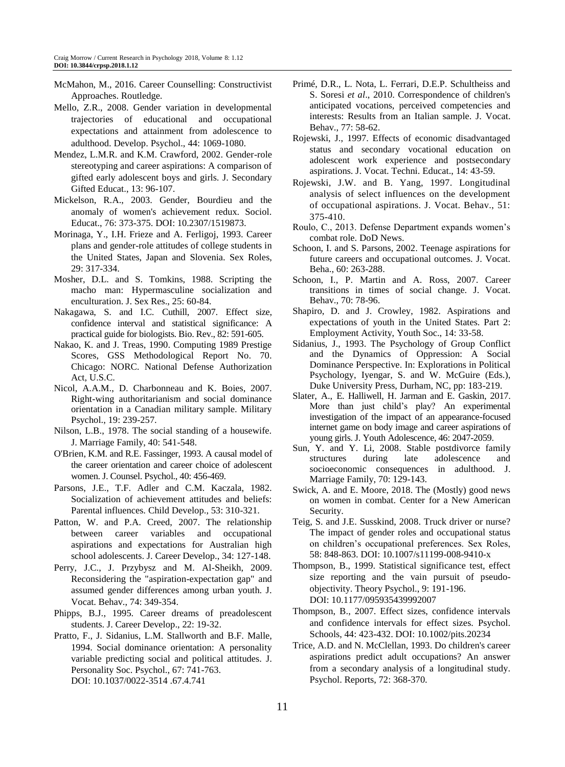McMahon, M., 2016. Career Counselling: Constructivist Approaches. Routledge.

Mello, Z.R., 2008. Gender variation in developmental trajectories of educational and occupational expectations and attainment from adolescence to adulthood. Develop. Psychol., 44: 1069-1080.

Mendez, L.M.R. and K.M. Crawford, 2002. Gender-role stereotyping and career aspirations: A comparison of gifted early adolescent boys and girls. J. Secondary Gifted Educat., 13: 96-107.

Mickelson, R.A., 2003. Gender, Bourdieu and the anomaly of women's achievement redux. Sociol. Educat., 76: 373-375. DOI: 10.2307/1519873.

Morinaga, Y., I.H. Frieze and A. Ferligoj, 1993. Career plans and gender-role attitudes of college students in the United States, Japan and Slovenia. Sex Roles, 29: 317-334.

Mosher, D.L. and S. Tomkins, 1988. Scripting the macho man: Hypermasculine socialization and enculturation. J. Sex Res., 25: 60-84.

Nakagawa, S. and I.C. Cuthill, 2007. Effect size, confidence interval and statistical significance: A practical guide for biologists. Bio. Rev., 82: 591-605.

Nakao, K. and J. Treas, 1990. Computing 1989 Prestige Scores, GSS Methodological Report No. 70. Chicago: NORC. National Defense Authorization Act, U.S.C.

Nicol, A.A.M., D. Charbonneau and K. Boies, 2007. Right-wing authoritarianism and social dominance orientation in a Canadian military sample. Military Psychol., 19: 239-257.

Nilson, L.B., 1978. The social standing of a housewife. J. Marriage Family, 40: 541-548.

O'Brien, K.M. and R.E. Fassinger, 1993. A causal model of the career orientation and career choice of adolescent women. J. Counsel. Psychol., 40: 456-469.

Parsons, J.E., T.F. Adler and C.M. Kaczala, 1982. Socialization of achievement attitudes and beliefs: Parental influences. Child Develop., 53: 310-321.

Patton, W. and P.A. Creed, 2007. The relationship between career variables and occupational aspirations and expectations for Australian high school adolescents. J. Career Develop., 34: 127-148.

Perry, J.C., J. Przybysz and M. Al-Sheikh, 2009. Reconsidering the "aspiration-expectation gap" and assumed gender differences among urban youth. J. Vocat. Behav., 74: 349-354.

Phipps, B.J., 1995. Career dreams of preadolescent students. J. Career Develop., 22: 19-32.

Pratto, F., J. Sidanius, L.M. Stallworth and B.F. Malle, 1994. Social dominance orientation: A personality variable predicting social and political attitudes. J. Personality Soc. Psychol., 67: 741-763. DOI: 10.1037/0022-3514 .67.4.741

Primé, D.R., L. Nota, L. Ferrari, D.E.P. Schultheiss and S. Soresi *et al*., 2010. Correspondence of children's anticipated vocations, perceived competencies and interests: Results from an Italian sample. J. Vocat. Behav., 77: 58-62.

Rojewski, J., 1997. Effects of economic disadvantaged status and secondary vocational education on adolescent work experience and postsecondary aspirations. J. Vocat. Techni. Educat., 14: 43-59.

Rojewski, J.W. and B. Yang, 1997. Longitudinal analysis of select influences on the development of occupational aspirations. J. Vocat. Behav., 51: 375-410.

Roulo, C., 2013. Defense Department expands women's combat role. DoD News.

Schoon, I. and S. Parsons, 2002. Teenage aspirations for future careers and occupational outcomes. J. Vocat. Beha., 60: 263-288.

Schoon, I., P. Martin and A. Ross, 2007. Career transitions in times of social change. J. Vocat. Behav., 70: 78-96.

Shapiro, D. and J. Crowley, 1982. Aspirations and expectations of youth in the United States. Part 2: Employment Activity, Youth Soc., 14: 33-58.

Sidanius, J., 1993. The Psychology of Group Conflict and the Dynamics of Oppression: A Social Dominance Perspective. In: Explorations in Political Psychology, Iyengar, S. and W. McGuire (Eds.), Duke University Press, Durham, NC, pp: 183-219.

Slater, A., E. Halliwell, H. Jarman and E. Gaskin, 2017. More than just child's play? An experimental investigation of the impact of an appearance-focused internet game on body image and career aspirations of young girls. J. Youth Adolescence, 46: 2047-2059.

Sun, Y. and Y. Li, 2008. Stable postdivorce family structures during late adolescence and socioeconomic consequences in adulthood. J. Marriage Family, 70: 129-143.

Swick, A. and E. Moore, 2018. The (Mostly) good news on women in combat. Center for a New American Security.

Teig, S. and J.E. Susskind, 2008. Truck driver or nurse? The impact of gender roles and occupational status on children's occupational preferences. Sex Roles, 58: 848-863. DOI: 10.1007/s11199-008-9410-x

Thompson, B., 1999. Statistical significance test, effect size reporting and the vain pursuit of pseudo-objectivity. Theory Psychol., 9: 191-196. DOI: 10.1177/095935439992007

Thompson, B., 2007. Effect sizes, confidence intervals and confidence intervals for effect sizes. Psychol. Schools, 44: 423-432. DOI: 10.1002/pits.20234

Trice, A.D. and N. McClellan, 1993. Do children's career aspirations predict adult occupations? An answer from a secondary analysis of a longitudinal study. Psychol. Reports, 72: 368-370.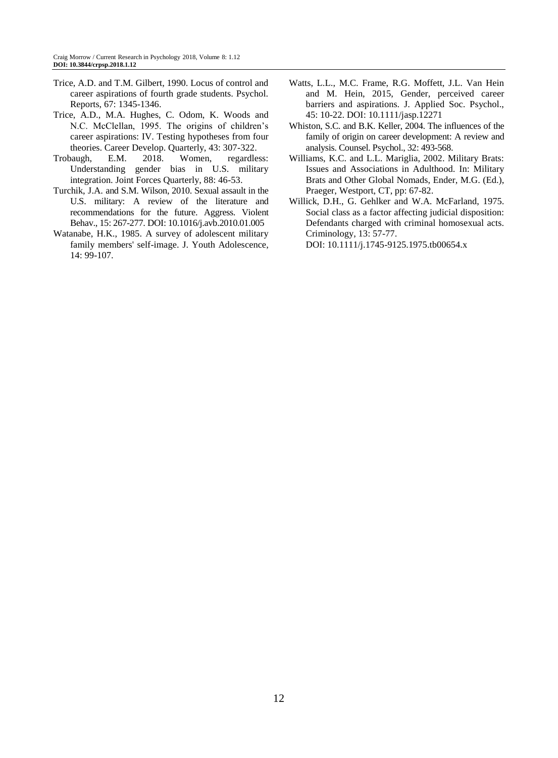Trice, A.D. and T.M. Gilbert, 1990. Locus of control and career aspirations of fourth grade students. Psychol. Reports, 67: 1345-1346.

Trice, A.D., M.A. Hughes, C. Odom, K. Woods and N.C. McClellan, 1995. The origins of children's career aspirations: IV. Testing hypotheses from four theories. Career Develop. Quarterly, 43: 307-322.

Trobaugh, E.M. 2018. Women, regardless: Understanding gender bias in U.S. military integration. Joint Forces Quarterly, 88: 46-53.

Turchik, J.A. and S.M. Wilson, 2010. Sexual assault in the U.S. military: A review of the literature and recommendations for the future. Aggress. Violent Behav., 15: 267-277. DOI: 10.1016/j.avb.2010.01.005

Watanabe, H.K., 1985. A survey of adolescent military family members' self-image. J. Youth Adolescence, 14: 99-107.

Watts, L.L., M.C. Frame, R.G. Moffett, J.L. Van Hein and M. Hein, 2015, Gender, perceived career barriers and aspirations. J. Applied Soc. Psychol., 45: 10-22. DOI: 10.1111/jasp.12271

Whiston, S.C. and B.K. Keller, 2004. The influences of the family of origin on career development: A review and analysis. Counsel. Psychol., 32: 493-568.

Williams, K.C. and L.L. Mariglia, 2002. Military Brats: Issues and Associations in Adulthood. In: Military Brats and Other Global Nomads, Ender, M.G. (Ed.), Praeger, Westport, CT, pp: 67-82.

Willick, D.H., G. Gehlker and W.A. McFarland, 1975. Social class as a factor affecting judicial disposition: Defendants charged with criminal homosexual acts. Criminology, 13: 57-77.
DOI: 10.1111/j.1745-9125.1975.tb00654.x